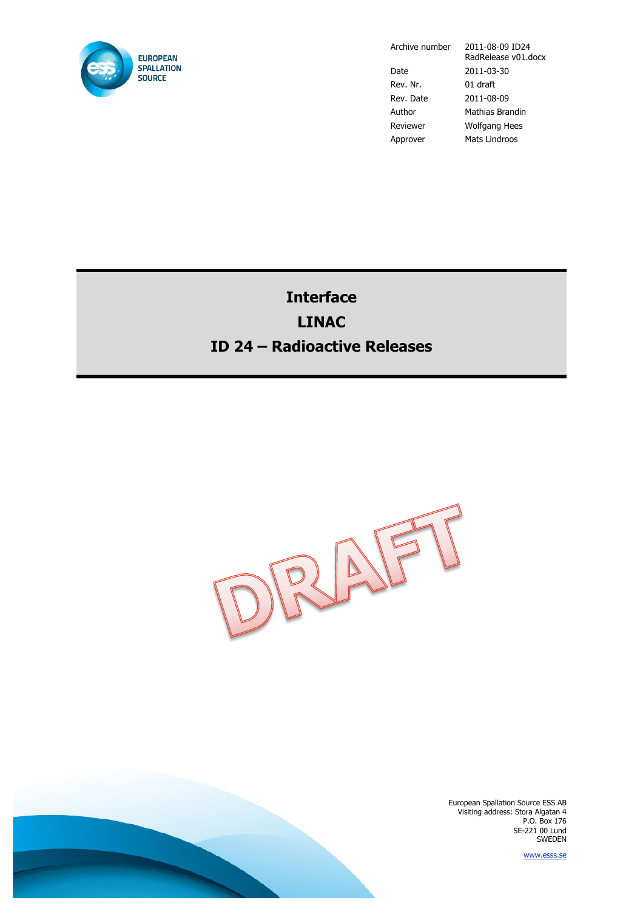EUROPEAN SPALLATION SOURCE

| | |
|---|---|
| Archive number | 2011-08-09 ID24 RadRelease v01.docx |
| Date | 2011-03-30 |
| Rev. Nr. | 01 draft |
| Rev. Date | 2011-08-09 |
| Author | Mathias Brandin |
| Reviewer | Wolfgang Hees |
| Approver | Mats Lindroos |

# Interface

# LINAC

# ID 24 – Radioactive Releases

DRAFT

European Spallation Source ESS AB
Visiting address: Stora Algatan 4
P.O. Box 176
SE-221 00 Lund
SWEDEN

www.esss.se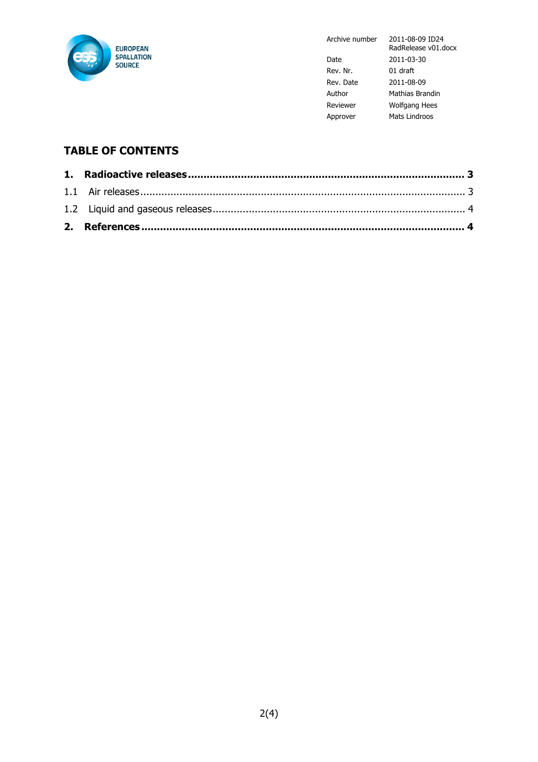| Archive number | 2011-08-09 ID24 RadRelease v01.docx |
|---|---|
| Date | 2011-03-30 |
| Rev. Nr. | 01 draft |
| Rev. Date | 2011-08-09 |
| Author | Mathias Brandin |
| Reviewer | Wolfgang Hees |
| Approver | Mats Lindroos |

## TABLE OF CONTENTS

**1. Radioactive releases ........................................................................ 3**

1.1 Air releases ........................................................................ 3

1.2 Liquid and gaseous releases ........................................................................ 4

**2. References ........................................................................ 4**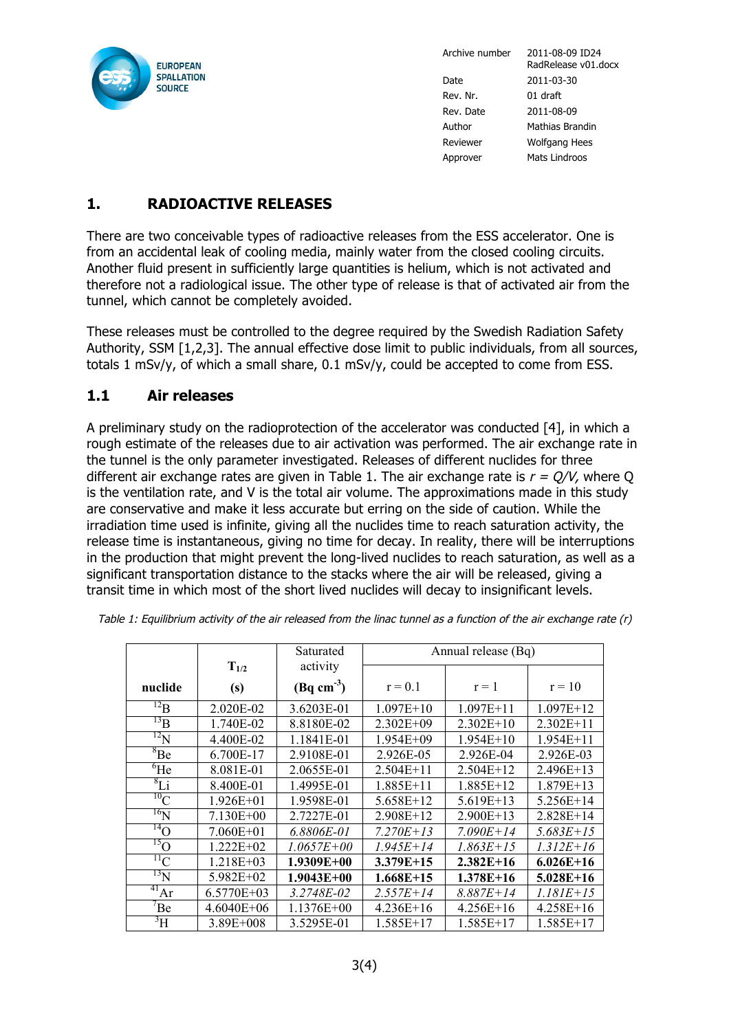# 1. RADIOACTIVE RELEASES

There are two conceivable types of radioactive releases from the ESS accelerator. One is from an accidental leak of cooling media, mainly water from the closed cooling circuits. Another fluid present in sufficiently large quantities is helium, which is not activated and therefore not a radiological issue. The other type of release is that of activated air from the tunnel, which cannot be completely avoided.

These releases must be controlled to the degree required by the Swedish Radiation Safety Authority, SSM [1,2,3]. The annual effective dose limit to public individuals, from all sources, totals 1 mSv/y, of which a small share, 0.1 mSv/y, could be accepted to come from ESS.

## 1.1 Air releases

A preliminary study on the radioprotection of the accelerator was conducted [4], in which a rough estimate of the releases due to air activation was performed. The air exchange rate in the tunnel is the only parameter investigated. Releases of different nuclides for three different air exchange rates are given in Table 1. The air exchange rate is $r = Q/V$, where Q is the ventilation rate, and V is the total air volume. The approximations made in this study are conservative and make it less accurate but erring on the side of caution. While the irradiation time used is infinite, giving all the nuclides time to reach saturation activity, the release time is instantaneous, giving no time for decay. In reality, there will be interruptions in the production that might prevent the long-lived nuclides to reach saturation, as well as a significant transportation distance to the stacks where the air will be released, giving a transit time in which most of the short lived nuclides will decay to insignificant levels.

*Table 1: Equilibrium activity of the air released from the linac tunnel as a function of the air exchange rate (r)*

| nuclide | $T_{1/2}$ (s) | Saturated activity (Bq cm$^{-3}$) | Annual release (Bq) | | |
|---|---|---|---|---|---|
| | | | r = 0.1 | r = 1 | r = 10 |
| $^{12}$B | 2.020E-02 | 3.6203E-01 | 1.097E+10 | 1.097E+11 | 1.097E+12 |
| $^{13}$B | 1.740E-02 | 8.8180E-02 | 2.302E+09 | 2.302E+10 | 2.302E+11 |
| $^{12}$N | 4.400E-02 | 1.1841E-01 | 1.954E+09 | 1.954E+10 | 1.954E+11 |
| $^{8}$Be | 6.700E-17 | 2.9108E-01 | 2.926E-05 | 2.926E-04 | 2.926E-03 |
| $^{6}$He | 8.081E-01 | 2.0655E-01 | 2.504E+11 | 2.504E+12 | 2.496E+13 |
| $^{8}$Li | 8.400E-01 | 1.4995E-01 | 1.885E+11 | 1.885E+12 | 1.879E+13 |
| $^{10}$C | 1.926E+01 | 1.9598E-01 | 5.658E+12 | 5.619E+13 | 5.256E+14 |
| $^{16}$N | 7.130E+00 | 2.7227E-01 | 2.908E+12 | 2.900E+13 | 2.828E+14 |
| $^{14}$O | 7.060E+01 | *6.8806E-01* | *7.270E+13* | *7.090E+14* | *5.683E+15* |
| $^{15}$O | 1.222E+02 | *1.0657E+00* | *1.945E+14* | *1.863E+15* | *1.312E+16* |
| $^{11}$C | 1.218E+03 | **1.9309E+00** | **3.379E+15** | **2.382E+16** | **6.026E+16** |
| $^{13}$N | 5.982E+02 | **1.9043E+00** | **1.668E+15** | **1.378E+16** | **5.028E+16** |
| $^{41}$Ar | 6.5770E+03 | *3.2748E-02* | *2.557E+14* | *8.887E+14* | *1.181E+15* |
| $^{7}$Be | 4.6040E+06 | 1.1376E+00 | 4.236E+16 | 4.256E+16 | 4.258E+16 |
| $^{3}$H | 3.89E+008 | 3.5295E-01 | 1.585E+17 | 1.585E+17 | 1.585E+17 |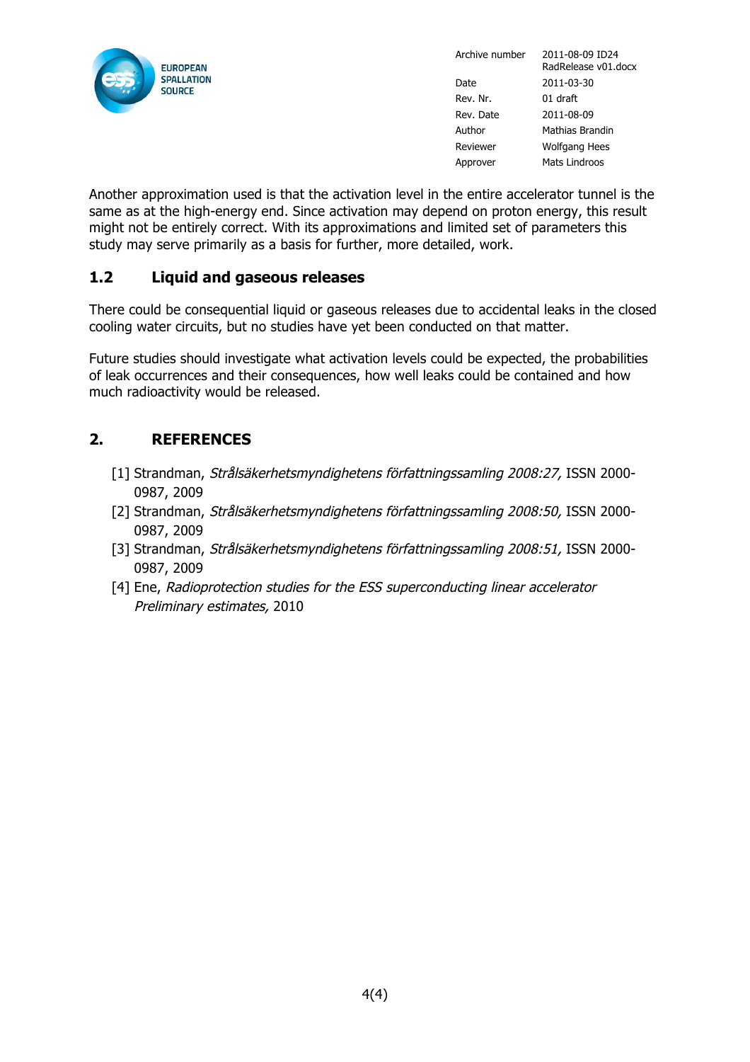Another approximation used is that the activation level in the entire accelerator tunnel is the same as at the high-energy end. Since activation may depend on proton energy, this result might not be entirely correct. With its approximations and limited set of parameters this study may serve primarily as a basis for further, more detailed, work.

### 1.2 Liquid and gaseous releases

There could be consequential liquid or gaseous releases due to accidental leaks in the closed cooling water circuits, but no studies have yet been conducted on that matter.

Future studies should investigate what activation levels could be expected, the probabilities of leak occurrences and their consequences, how well leaks could be contained and how much radioactivity would be released.

## 2. REFERENCES

[1] Strandman, *Strålsäkerhetsmyndighetens författningssamling 2008:27,* ISSN 2000-0987, 2009

[2] Strandman, *Strålsäkerhetsmyndighetens författningssamling 2008:50,* ISSN 2000-0987, 2009

[3] Strandman, *Strålsäkerhetsmyndighetens författningssamling 2008:51,* ISSN 2000-0987, 2009

[4] Ene, *Radioprotection studies for the ESS superconducting linear accelerator Preliminary estimates,* 2010